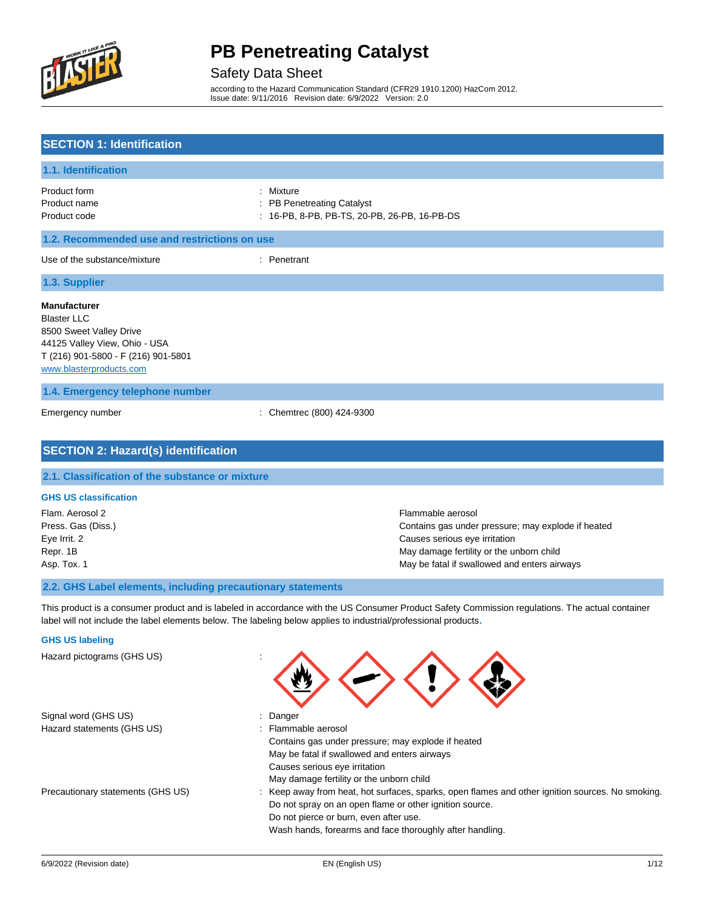# PB Penetreating Catalyst

Safety Data Sheet

according to the Hazard Communication Standard (CFR29 1910.1200) HazCom 2012.
Issue date: 9/11/2016 Revision date: 6/9/2022 Version: 2.0

## SECTION 1: Identification

### 1.1. Identification

| | |
|---|---|
| Product form | : Mixture |
| Product name | : PB Penetreating Catalyst |
| Product code | : 16-PB, 8-PB, PB-TS, 20-PB, 26-PB, 16-PB-DS |

### 1.2. Recommended use and restrictions on use

| | |
|---|---|
| Use of the substance/mixture | : Penetrant |

### 1.3. Supplier

**Manufacturer**
Blaster LLC
8500 Sweet Valley Drive
44125 Valley View, Ohio - USA
T (216) 901-5800 - F (216) 901-5801
www.blasterproducts.com

### 1.4. Emergency telephone number

| | |
|---|---|
| Emergency number | : Chemtrec (800) 424-9300 |

## SECTION 2: Hazard(s) identification

### 2.1. Classification of the substance or mixture

**GHS US classification**

| | |
|---|---|
| Flam. Aerosol 2 | Flammable aerosol |
| Press. Gas (Diss.) | Contains gas under pressure; may explode if heated |
| Eye Irrit. 2 | Causes serious eye irritation |
| Repr. 1B | May damage fertility or the unborn child |
| Asp. Tox. 1 | May be fatal if swallowed and enters airways |

### 2.2. GHS Label elements, including precautionary statements

This product is a consumer product and is labeled in accordance with the US Consumer Product Safety Commission regulations. The actual container label will not include the label elements below. The labeling below applies to industrial/professional products.

**GHS US labeling**

Hazard pictograms (GHS US) :

Signal word (GHS US) : Danger

Hazard statements (GHS US) : Flammable aerosol
Contains gas under pressure; may explode if heated
May be fatal if swallowed and enters airways
Causes serious eye irritation
May damage fertility or the unborn child

Precautionary statements (GHS US) : Keep away from heat, hot surfaces, sparks, open flames and other ignition sources. No smoking.
Do not spray on an open flame or other ignition source.
Do not pierce or burn, even after use.
Wash hands, forearms and face thoroughly after handling.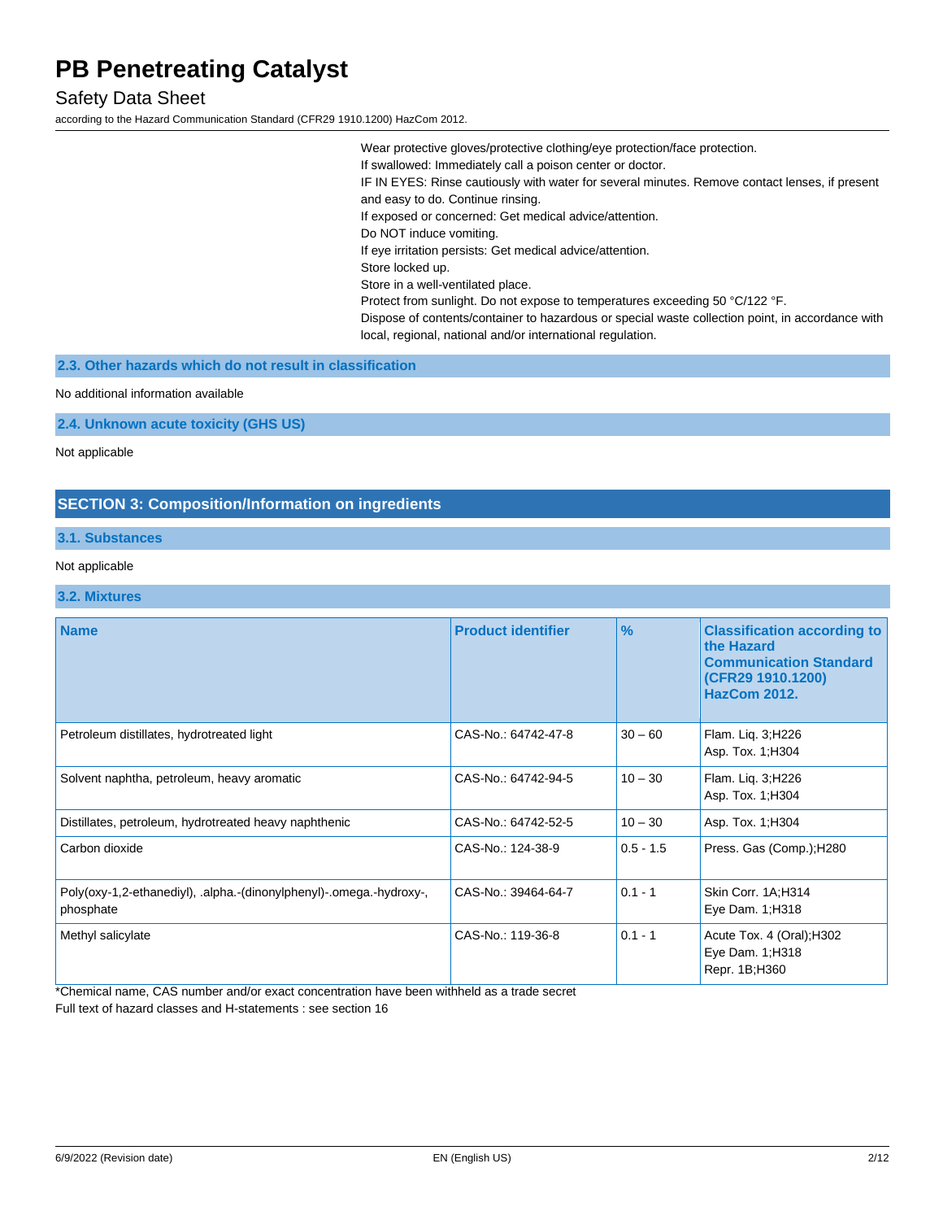Wear protective gloves/protective clothing/eye protection/face protection.
If swallowed: Immediately call a poison center or doctor.
IF IN EYES: Rinse cautiously with water for several minutes. Remove contact lenses, if present and easy to do. Continue rinsing.
If exposed or concerned: Get medical advice/attention.
Do NOT induce vomiting.
If eye irritation persists: Get medical advice/attention.
Store locked up.
Store in a well-ventilated place.
Protect from sunlight. Do not expose to temperatures exceeding 50 °C/122 °F.
Dispose of contents/container to hazardous or special waste collection point, in accordance with local, regional, national and/or international regulation.

### 2.3. Other hazards which do not result in classification

No additional information available

### 2.4. Unknown acute toxicity (GHS US)

Not applicable

## SECTION 3: Composition/Information on ingredients

### 3.1. Substances

Not applicable

### 3.2. Mixtures

| Name | Product identifier | % | Classification according to the Hazard Communication Standard (CFR29 1910.1200) HazCom 2012. |
|---|---|---|---|
| Petroleum distillates, hydrotreated light | CAS-No.: 64742-47-8 | 30 – 60 | Flam. Liq. 3;H226<br>Asp. Tox. 1;H304 |
| Solvent naphtha, petroleum, heavy aromatic | CAS-No.: 64742-94-5 | 10 – 30 | Flam. Liq. 3;H226<br>Asp. Tox. 1;H304 |
| Distillates, petroleum, hydrotreated heavy naphthenic | CAS-No.: 64742-52-5 | 10 – 30 | Asp. Tox. 1;H304 |
| Carbon dioxide | CAS-No.: 124-38-9 | 0.5 - 1.5 | Press. Gas (Comp.);H280 |
| Poly(oxy-1,2-ethanediyl), .alpha.-(dinonylphenyl)-.omega.-hydroxy-, phosphate | CAS-No.: 39464-64-7 | 0.1 - 1 | Skin Corr. 1A;H314<br>Eye Dam. 1;H318 |
| Methyl salicylate | CAS-No.: 119-36-8 | 0.1 - 1 | Acute Tox. 4 (Oral);H302<br>Eye Dam. 1;H318<br>Repr. 1B;H360 |

*Chemical name, CAS number and/or exact concentration have been withheld as a trade secret
Full text of hazard classes and H-statements : see section 16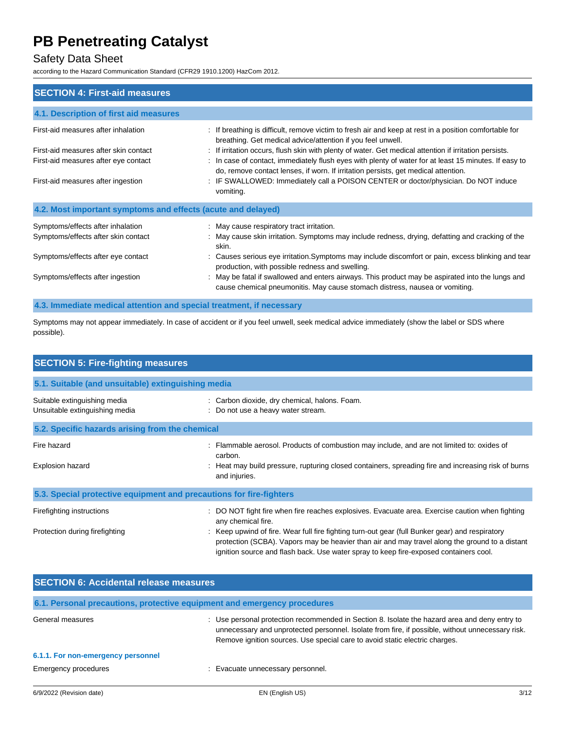## SECTION 4: First-aid measures

### 4.1. Description of first aid measures

| | |
|---|---|
| First-aid measures after inhalation | : If breathing is difficult, remove victim to fresh air and keep at rest in a position comfortable for breathing. Get medical advice/attention if you feel unwell. |
| First-aid measures after skin contact | : If irritation occurs, flush skin with plenty of water. Get medical attention if irritation persists. |
| First-aid measures after eye contact | : In case of contact, immediately flush eyes with plenty of water for at least 15 minutes. If easy to do, remove contact lenses, if worn. If irritation persists, get medical attention. |
| First-aid measures after ingestion | : IF SWALLOWED: Immediately call a POISON CENTER or doctor/physician. Do NOT induce vomiting. |

### 4.2. Most important symptoms and effects (acute and delayed)

| | |
|---|---|
| Symptoms/effects after inhalation | : May cause respiratory tract irritation. |
| Symptoms/effects after skin contact | : May cause skin irritation. Symptoms may include redness, drying, defatting and cracking of the skin. |
| Symptoms/effects after eye contact | : Causes serious eye irritation.Symptoms may include discomfort or pain, excess blinking and tear production, with possible redness and swelling. |
| Symptoms/effects after ingestion | : May be fatal if swallowed and enters airways. This product may be aspirated into the lungs and cause chemical pneumonitis. May cause stomach distress, nausea or vomiting. |

### 4.3. Immediate medical attention and special treatment, if necessary

Symptoms may not appear immediately. In case of accident or if you feel unwell, seek medical advice immediately (show the label or SDS where possible).

## SECTION 5: Fire-fighting measures

### 5.1. Suitable (and unsuitable) extinguishing media

| | |
|---|---|
| Suitable extinguishing media | : Carbon dioxide, dry chemical, halons. Foam. |
| Unsuitable extinguishing media | : Do not use a heavy water stream. |

### 5.2. Specific hazards arising from the chemical

| | |
|---|---|
| Fire hazard | : Flammable aerosol. Products of combustion may include, and are not limited to: oxides of carbon. |
| Explosion hazard | : Heat may build pressure, rupturing closed containers, spreading fire and increasing risk of burns and injuries. |

### 5.3. Special protective equipment and precautions for fire-fighters

| | |
|---|---|
| Firefighting instructions | : DO NOT fight fire when fire reaches explosives. Evacuate area. Exercise caution when fighting any chemical fire. |
| Protection during firefighting | : Keep upwind of fire. Wear full fire fighting turn-out gear (full Bunker gear) and respiratory protection (SCBA). Vapors may be heavier than air and may travel along the ground to a distant ignition source and flash back. Use water spray to keep fire-exposed containers cool. |

## SECTION 6: Accidental release measures

### 6.1. Personal precautions, protective equipment and emergency procedures

| | |
|---|---|
| General measures | : Use personal protection recommended in Section 8. Isolate the hazard area and deny entry to unnecessary and unprotected personnel. Isolate from fire, if possible, without unnecessary risk. Remove ignition sources. Use special care to avoid static electric charges. |

#### 6.1.1. For non-emergency personnel

| | |
|---|---|
| Emergency procedures | : Evacuate unnecessary personnel. |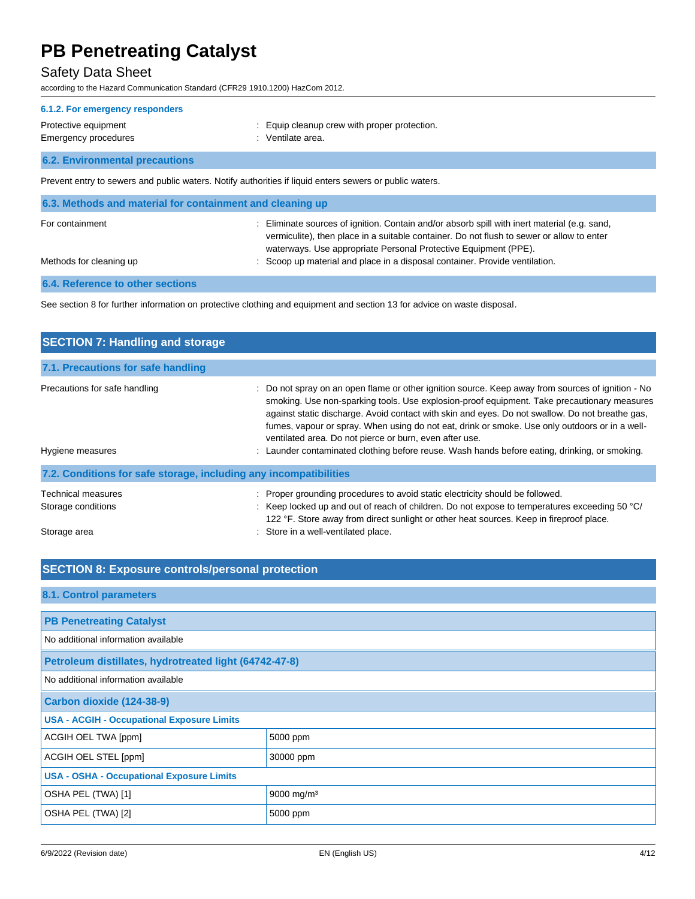#### 6.1.2. For emergency responders

Protective equipment : Equip cleanup crew with proper protection.

Emergency procedures : Ventilate area.

### 6.2. Environmental precautions

Prevent entry to sewers and public waters. Notify authorities if liquid enters sewers or public waters.

### 6.3. Methods and material for containment and cleaning up

For containment : Eliminate sources of ignition. Contain and/or absorb spill with inert material (e.g. sand, vermiculite), then place in a suitable container. Do not flush to sewer or allow to enter waterways. Use appropriate Personal Protective Equipment (PPE).

Methods for cleaning up : Scoop up material and place in a disposal container. Provide ventilation.

### 6.4. Reference to other sections

See section 8 for further information on protective clothing and equipment and section 13 for advice on waste disposal.

## SECTION 7: Handling and storage

### 7.1. Precautions for safe handling

Precautions for safe handling : Do not spray on an open flame or other ignition source. Keep away from sources of ignition - No smoking. Use non-sparking tools. Use explosion-proof equipment. Take precautionary measures against static discharge. Avoid contact with skin and eyes. Do not swallow. Do not breathe gas, fumes, vapour or spray. When using do not eat, drink or smoke. Use only outdoors or in a well-ventilated area. Do not pierce or burn, even after use.

Hygiene measures : Launder contaminated clothing before reuse. Wash hands before eating, drinking, or smoking.

### 7.2. Conditions for safe storage, including any incompatibilities

Technical measures : Proper grounding procedures to avoid static electricity should be followed.

Storage conditions : Keep locked up and out of reach of children. Do not expose to temperatures exceeding 50 °C/ 122 °F. Store away from direct sunlight or other heat sources. Keep in fireproof place.

Storage area : Store in a well-ventilated place.

## SECTION 8: Exposure controls/personal protection

### 8.1. Control parameters

| **PB Penetreating Catalyst** | |
|---|---|
| No additional information available | |
| **Petroleum distillates, hydrotreated light (64742-47-8)** | |
| No additional information available | |
| **Carbon dioxide (124-38-9)** | |
| **USA - ACGIH - Occupational Exposure Limits** | |
| ACGIH OEL TWA [ppm] | 5000 ppm |
| ACGIH OEL STEL [ppm] | 30000 ppm |
| **USA - OSHA - Occupational Exposure Limits** | |
| OSHA PEL (TWA) [1] | 9000 mg/m³ |
| OSHA PEL (TWA) [2] | 5000 ppm |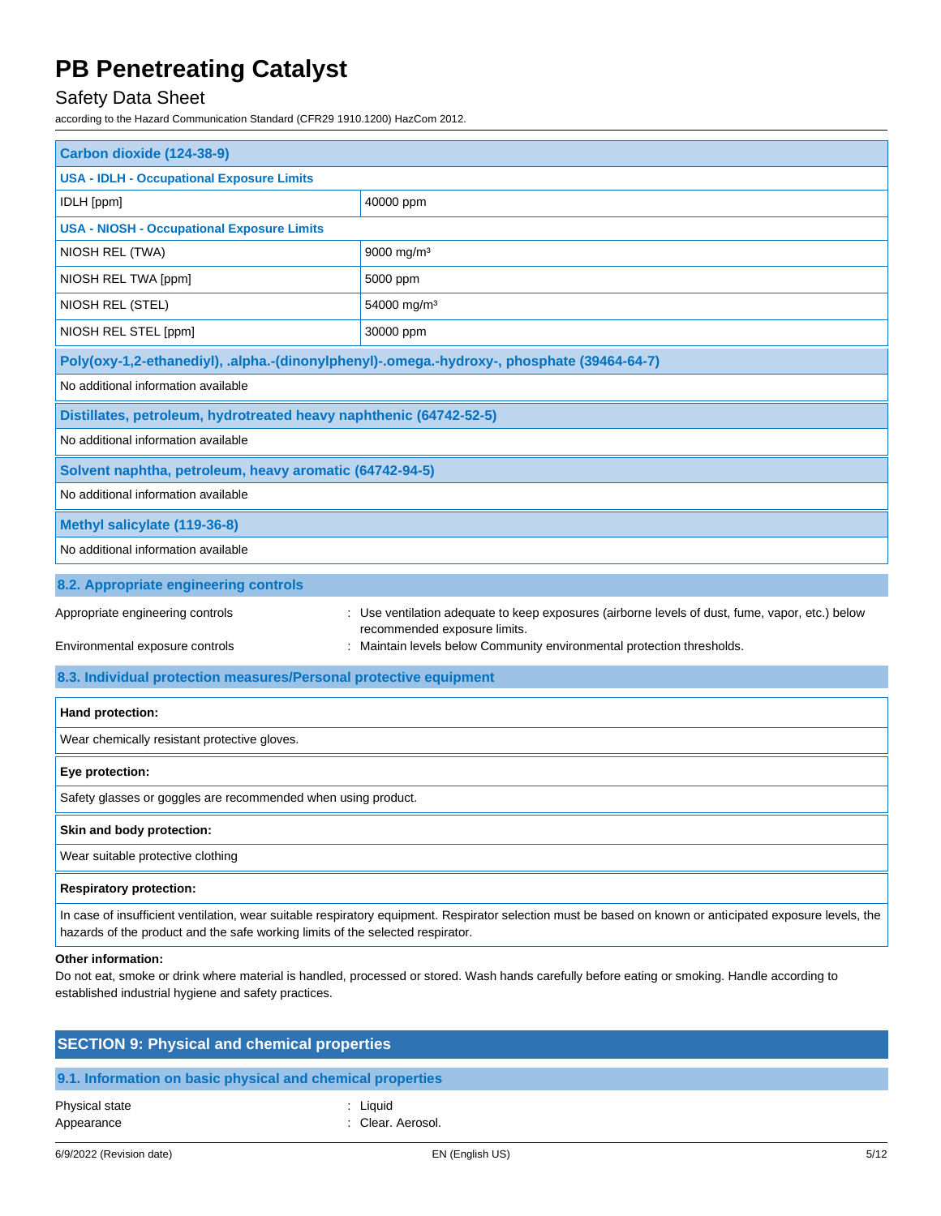| Carbon dioxide (124-38-9) | |
|---|---|
| **USA - IDLH - Occupational Exposure Limits** | |
| IDLH [ppm] | 40000 ppm |
| **USA - NIOSH - Occupational Exposure Limits** | |
| NIOSH REL (TWA) | 9000 mg/m³ |
| NIOSH REL TWA [ppm] | 5000 ppm |
| NIOSH REL (STEL) | 54000 mg/m³ |
| NIOSH REL STEL [ppm] | 30000 ppm |

| Poly(oxy-1,2-ethanediyl), .alpha.-(dinonylphenyl)-.omega.-hydroxy-, phosphate (39464-64-7) |
|---|
| No additional information available |

| Distillates, petroleum, hydrotreated heavy naphthenic (64742-52-5) |
|---|
| No additional information available |

| Solvent naphtha, petroleum, heavy aromatic (64742-94-5) |
|---|
| No additional information available |

| Methyl salicylate (119-36-8) |
|---|
| No additional information available |

### 8.2. Appropriate engineering controls

Appropriate engineering controls : Use ventilation adequate to keep exposures (airborne levels of dust, fume, vapor, etc.) below recommended exposure limits.

Environmental exposure controls : Maintain levels below Community environmental protection thresholds.

### 8.3. Individual protection measures/Personal protective equipment

**Hand protection:**

Wear chemically resistant protective gloves.

**Eye protection:**

Safety glasses or goggles are recommended when using product.

**Skin and body protection:**

Wear suitable protective clothing

**Respiratory protection:**

In case of insufficient ventilation, wear suitable respiratory equipment. Respirator selection must be based on known or anticipated exposure levels, the hazards of the product and the safe working limits of the selected respirator.

**Other information:**

Do not eat, smoke or drink where material is handled, processed or stored. Wash hands carefully before eating or smoking. Handle according to established industrial hygiene and safety practices.

## SECTION 9: Physical and chemical properties

### 9.1. Information on basic physical and chemical properties

Physical state : Liquid

Appearance : Clear. Aerosol.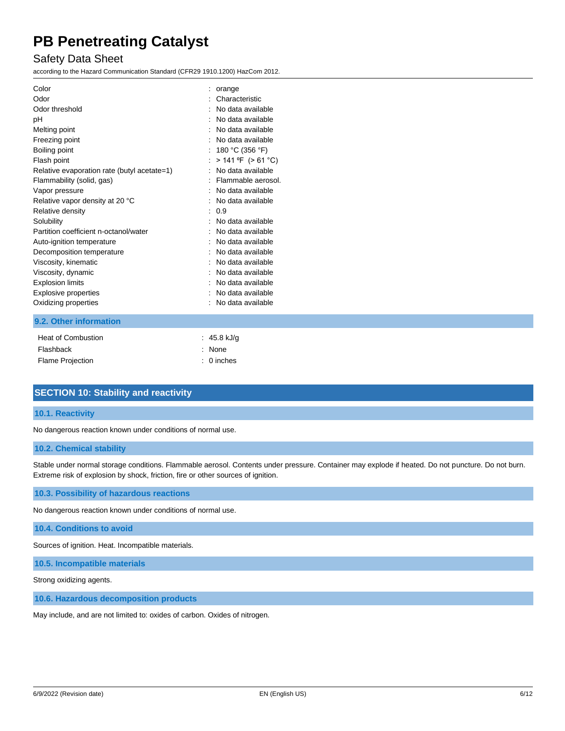| | |
|---|---|
| Color | : orange |
| Odor | : Characteristic |
| Odor threshold | : No data available |
| pH | : No data available |
| Melting point | : No data available |
| Freezing point | : No data available |
| Boiling point | : 180 °C (356 °F) |
| Flash point | : > 141 ºF (> 61 °C) |
| Relative evaporation rate (butyl acetate=1) | : No data available |
| Flammability (solid, gas) | : Flammable aerosol. |
| Vapor pressure | : No data available |
| Relative vapor density at 20 °C | : No data available |
| Relative density | : 0.9 |
| Solubility | : No data available |
| Partition coefficient n-octanol/water | : No data available |
| Auto-ignition temperature | : No data available |
| Decomposition temperature | : No data available |
| Viscosity, kinematic | : No data available |
| Viscosity, dynamic | : No data available |
| Explosion limits | : No data available |
| Explosive properties | : No data available |
| Oxidizing properties | : No data available |

### 9.2. Other information

| | |
|---|---|
| Heat of Combustion | : 45.8 kJ/g |
| Flashback | : None |
| Flame Projection | : 0 inches |

## SECTION 10: Stability and reactivity

### 10.1. Reactivity

No dangerous reaction known under conditions of normal use.

### 10.2. Chemical stability

Stable under normal storage conditions. Flammable aerosol. Contents under pressure. Container may explode if heated. Do not puncture. Do not burn. Extreme risk of explosion by shock, friction, fire or other sources of ignition.

### 10.3. Possibility of hazardous reactions

No dangerous reaction known under conditions of normal use.

### 10.4. Conditions to avoid

Sources of ignition. Heat. Incompatible materials.

### 10.5. Incompatible materials

Strong oxidizing agents.

### 10.6. Hazardous decomposition products

May include, and are not limited to: oxides of carbon. Oxides of nitrogen.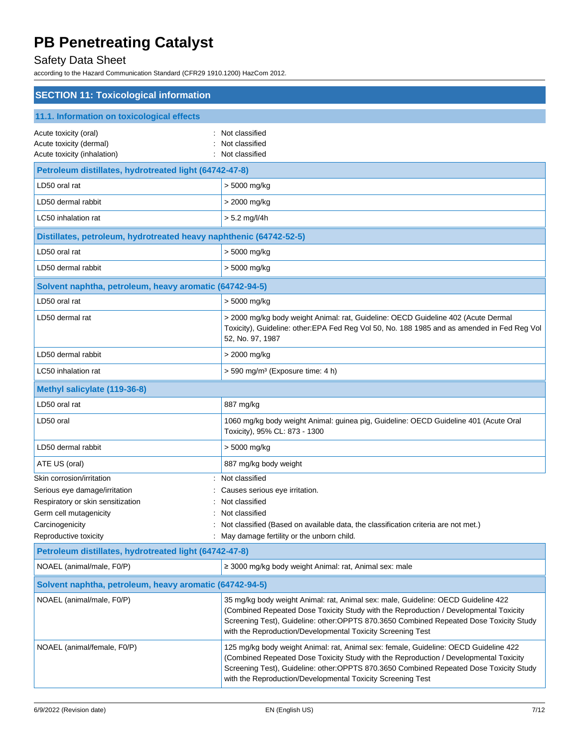# PB Penetreating Catalyst

Safety Data Sheet

according to the Hazard Communication Standard (CFR29 1910.1200) HazCom 2012.

## SECTION 11: Toxicological information

### 11.1. Information on toxicological effects

Acute toxicity (oral) : Not classified
Acute toxicity (dermal) : Not classified
Acute toxicity (inhalation) : Not classified

| Petroleum distillates, hydrotreated light (64742-47-8) | |
|---|---|
| LD50 oral rat | > 5000 mg/kg |
| LD50 dermal rabbit | > 2000 mg/kg |
| LC50 inhalation rat | > 5.2 mg/l/4h |

| Distillates, petroleum, hydrotreated heavy naphthenic (64742-52-5) | |
|---|---|
| LD50 oral rat | > 5000 mg/kg |
| LD50 dermal rabbit | > 5000 mg/kg |

| Solvent naphtha, petroleum, heavy aromatic (64742-94-5) | |
|---|---|
| LD50 oral rat | > 5000 mg/kg |
| LD50 dermal rat | > 2000 mg/kg body weight Animal: rat, Guideline: OECD Guideline 402 (Acute Dermal Toxicity), Guideline: other:EPA Fed Reg Vol 50, No. 188 1985 and as amended in Fed Reg Vol 52, No. 97, 1987 |
| LD50 dermal rabbit | > 2000 mg/kg |
| LC50 inhalation rat | > 590 mg/m³ (Exposure time: 4 h) |

| Methyl salicylate (119-36-8) | |
|---|---|
| LD50 oral rat | 887 mg/kg |
| LD50 oral | 1060 mg/kg body weight Animal: guinea pig, Guideline: OECD Guideline 401 (Acute Oral Toxicity), 95% CL: 873 - 1300 |
| LD50 dermal rabbit | > 5000 mg/kg |
| ATE US (oral) | 887 mg/kg body weight |

Skin corrosion/irritation : Not classified
Serious eye damage/irritation : Causes serious eye irritation.
Respiratory or skin sensitization : Not classified
Germ cell mutagenicity : Not classified
Carcinogenicity : Not classified (Based on available data, the classification criteria are not met.)
Reproductive toxicity : May damage fertility or the unborn child.

| Petroleum distillates, hydrotreated light (64742-47-8) | |
|---|---|
| NOAEL (animal/male, F0/P) | ≥ 3000 mg/kg body weight Animal: rat, Animal sex: male |

| Solvent naphtha, petroleum, heavy aromatic (64742-94-5) | |
|---|---|
| NOAEL (animal/male, F0/P) | 35 mg/kg body weight Animal: rat, Animal sex: male, Guideline: OECD Guideline 422 (Combined Repeated Dose Toxicity Study with the Reproduction / Developmental Toxicity Screening Test), Guideline: other:OPPTS 870.3650 Combined Repeated Dose Toxicity Study with the Reproduction/Developmental Toxicity Screening Test |
| NOAEL (animal/female, F0/P) | 125 mg/kg body weight Animal: rat, Animal sex: female, Guideline: OECD Guideline 422 (Combined Repeated Dose Toxicity Study with the Reproduction / Developmental Toxicity Screening Test), Guideline: other:OPPTS 870.3650 Combined Repeated Dose Toxicity Study with the Reproduction/Developmental Toxicity Screening Test |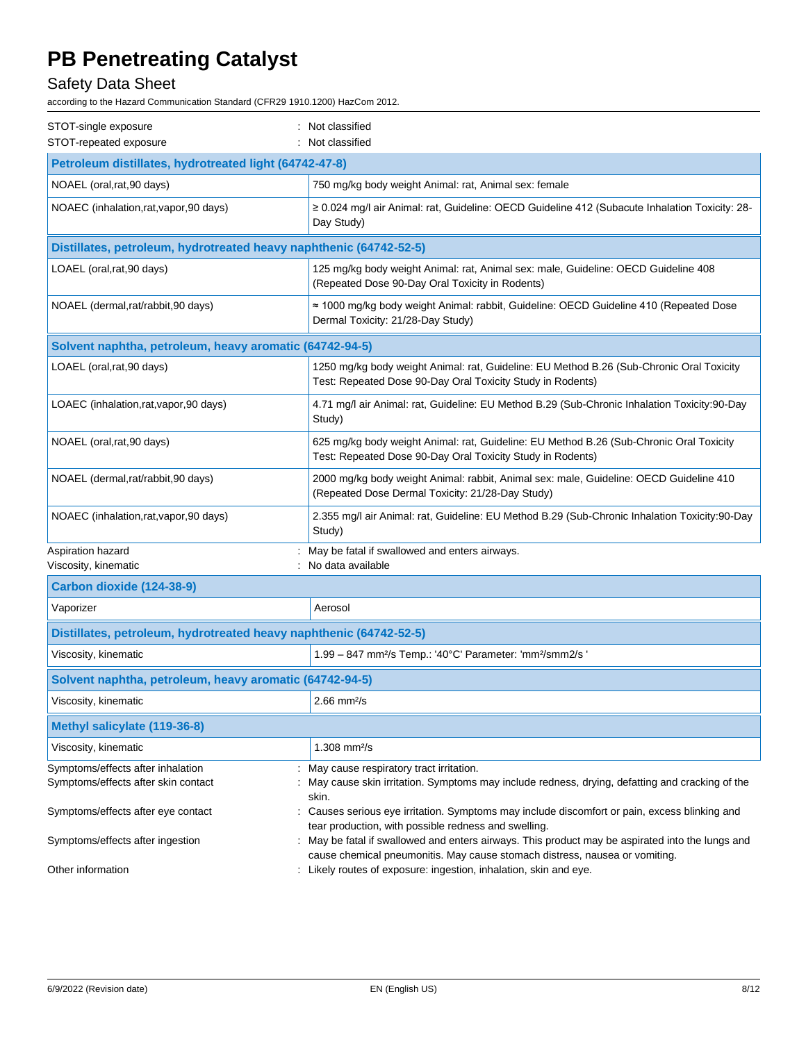STOT-single exposure : Not classified

STOT-repeated exposure : Not classified

| **Petroleum distillates, hydrotreated light (64742-47-8)** | |
|---|---|
| NOAEL (oral,rat,90 days) | 750 mg/kg body weight Animal: rat, Animal sex: female |
| NOAEC (inhalation,rat,vapor,90 days) | ≥ 0.024 mg/l air Animal: rat, Guideline: OECD Guideline 412 (Subacute Inhalation Toxicity: 28-Day Study) |

| **Distillates, petroleum, hydrotreated heavy naphthenic (64742-52-5)** | |
|---|---|
| LOAEL (oral,rat,90 days) | 125 mg/kg body weight Animal: rat, Animal sex: male, Guideline: OECD Guideline 408 (Repeated Dose 90-Day Oral Toxicity in Rodents) |
| NOAEL (dermal,rat/rabbit,90 days) | ≈ 1000 mg/kg body weight Animal: rabbit, Guideline: OECD Guideline 410 (Repeated Dose Dermal Toxicity: 21/28-Day Study) |

| **Solvent naphtha, petroleum, heavy aromatic (64742-94-5)** | |
|---|---|
| LOAEL (oral,rat,90 days) | 1250 mg/kg body weight Animal: rat, Guideline: EU Method B.26 (Sub-Chronic Oral Toxicity Test: Repeated Dose 90-Day Oral Toxicity Study in Rodents) |
| LOAEC (inhalation,rat,vapor,90 days) | 4.71 mg/l air Animal: rat, Guideline: EU Method B.29 (Sub-Chronic Inhalation Toxicity:90-Day Study) |
| NOAEL (oral,rat,90 days) | 625 mg/kg body weight Animal: rat, Guideline: EU Method B.26 (Sub-Chronic Oral Toxicity Test: Repeated Dose 90-Day Oral Toxicity Study in Rodents) |
| NOAEL (dermal,rat/rabbit,90 days) | 2000 mg/kg body weight Animal: rabbit, Animal sex: male, Guideline: OECD Guideline 410 (Repeated Dose Dermal Toxicity: 21/28-Day Study) |
| NOAEC (inhalation,rat,vapor,90 days) | 2.355 mg/l air Animal: rat, Guideline: EU Method B.29 (Sub-Chronic Inhalation Toxicity:90-Day Study) |

Aspiration hazard : May be fatal if swallowed and enters airways.

Viscosity, kinematic : No data available

| **Carbon dioxide (124-38-9)** | |
|---|---|
| Vaporizer | Aerosol |

| **Distillates, petroleum, hydrotreated heavy naphthenic (64742-52-5)** | |
|---|---|
| Viscosity, kinematic | 1.99 – 847 mm²/s Temp.: '40°C' Parameter: 'mm²/smm2/s ' |

| **Solvent naphtha, petroleum, heavy aromatic (64742-94-5)** | |
|---|---|
| Viscosity, kinematic | 2.66 mm²/s |

| **Methyl salicylate (119-36-8)** | |
|---|---|
| Viscosity, kinematic | 1.308 mm²/s |

Symptoms/effects after inhalation : May cause respiratory tract irritation.

Symptoms/effects after skin contact : May cause skin irritation. Symptoms may include redness, drying, defatting and cracking of the skin.

Symptoms/effects after eye contact : Causes serious eye irritation. Symptoms may include discomfort or pain, excess blinking and tear production, with possible redness and swelling.

Symptoms/effects after ingestion : May be fatal if swallowed and enters airways. This product may be aspirated into the lungs and cause chemical pneumonitis. May cause stomach distress, nausea or vomiting.

Other information : Likely routes of exposure: ingestion, inhalation, skin and eye.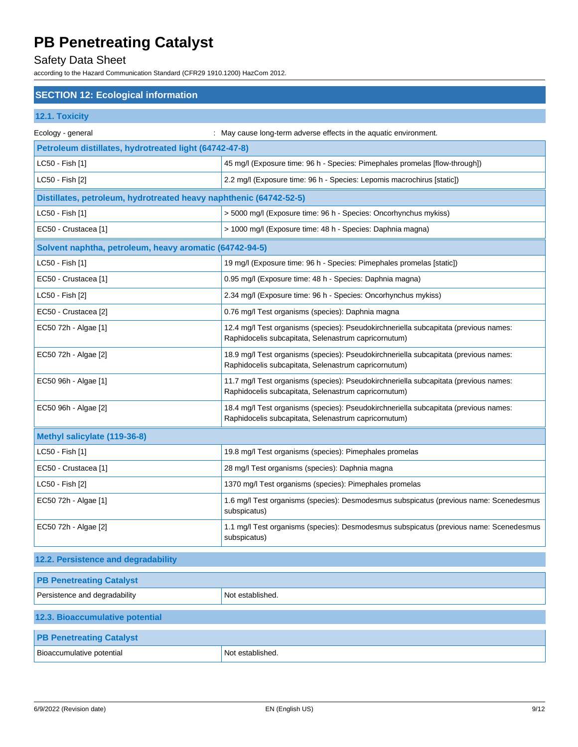## SECTION 12: Ecological information

### 12.1. Toxicity

Ecology - general : May cause long-term adverse effects in the aquatic environment.

| Petroleum distillates, hydrotreated light (64742-47-8) | |
|---|---|
| LC50 - Fish [1] | 45 mg/l (Exposure time: 96 h - Species: Pimephales promelas [flow-through]) |
| LC50 - Fish [2] | 2.2 mg/l (Exposure time: 96 h - Species: Lepomis macrochirus [static]) |

| Distillates, petroleum, hydrotreated heavy naphthenic (64742-52-5) | |
|---|---|
| LC50 - Fish [1] | > 5000 mg/l (Exposure time: 96 h - Species: Oncorhynchus mykiss) |
| EC50 - Crustacea [1] | > 1000 mg/l (Exposure time: 48 h - Species: Daphnia magna) |

| Solvent naphtha, petroleum, heavy aromatic (64742-94-5) | |
|---|---|
| LC50 - Fish [1] | 19 mg/l (Exposure time: 96 h - Species: Pimephales promelas [static]) |
| EC50 - Crustacea [1] | 0.95 mg/l (Exposure time: 48 h - Species: Daphnia magna) |
| LC50 - Fish [2] | 2.34 mg/l (Exposure time: 96 h - Species: Oncorhynchus mykiss) |
| EC50 - Crustacea [2] | 0.76 mg/l Test organisms (species): Daphnia magna |
| EC50 72h - Algae [1] | 12.4 mg/l Test organisms (species): Pseudokirchneriella subcapitata (previous names: Raphidocelis subcapitata, Selenastrum capricornutum) |
| EC50 72h - Algae [2] | 18.9 mg/l Test organisms (species): Pseudokirchneriella subcapitata (previous names: Raphidocelis subcapitata, Selenastrum capricornutum) |
| EC50 96h - Algae [1] | 11.7 mg/l Test organisms (species): Pseudokirchneriella subcapitata (previous names: Raphidocelis subcapitata, Selenastrum capricornutum) |
| EC50 96h - Algae [2] | 18.4 mg/l Test organisms (species): Pseudokirchneriella subcapitata (previous names: Raphidocelis subcapitata, Selenastrum capricornutum) |

| Methyl salicylate (119-36-8) | |
|---|---|
| LC50 - Fish [1] | 19.8 mg/l Test organisms (species): Pimephales promelas |
| EC50 - Crustacea [1] | 28 mg/l Test organisms (species): Daphnia magna |
| LC50 - Fish [2] | 1370 mg/l Test organisms (species): Pimephales promelas |
| EC50 72h - Algae [1] | 1.6 mg/l Test organisms (species): Desmodesmus subspicatus (previous name: Scenedesmus subspicatus) |
| EC50 72h - Algae [2] | 1.1 mg/l Test organisms (species): Desmodesmus subspicatus (previous name: Scenedesmus subspicatus) |

### 12.2. Persistence and degradability

| PB Penetreating Catalyst | |
|---|---|
| Persistence and degradability | Not established. |

### 12.3. Bioaccumulative potential

| PB Penetreating Catalyst | |
|---|---|
| Bioaccumulative potential | Not established. |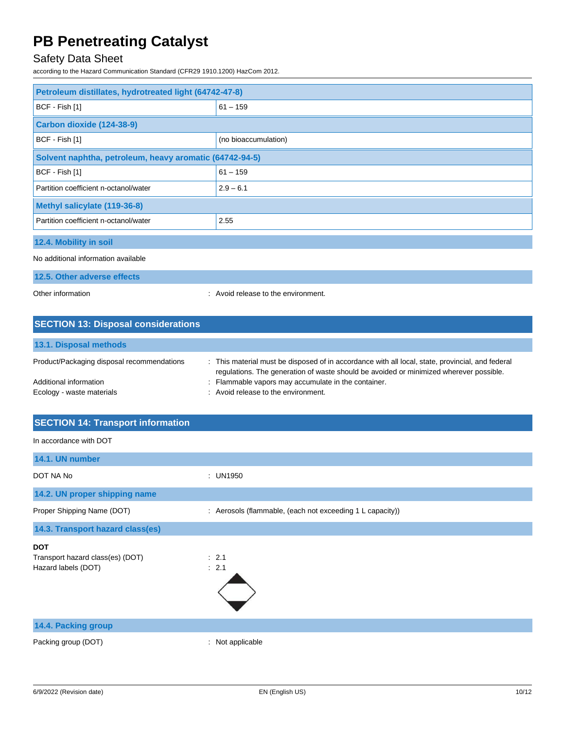# PB Penetreating Catalyst

Safety Data Sheet

according to the Hazard Communication Standard (CFR29 1910.1200) HazCom 2012.

| Petroleum distillates, hydrotreated light (64742-47-8) | |
|---|---|
| BCF - Fish [1] | 61 – 159 |
| **Carbon dioxide (124-38-9)** | |
| BCF - Fish [1] | (no bioaccumulation) |
| **Solvent naphtha, petroleum, heavy aromatic (64742-94-5)** | |
| BCF - Fish [1] | 61 – 159 |
| Partition coefficient n-octanol/water | 2.9 – 6.1 |
| **Methyl salicylate (119-36-8)** | |
| Partition coefficient n-octanol/water | 2.55 |

### 12.4. Mobility in soil

No additional information available

### 12.5. Other adverse effects

Other information : Avoid release to the environment.

## SECTION 13: Disposal considerations

### 13.1. Disposal methods

Product/Packaging disposal recommendations : This material must be disposed of in accordance with all local, state, provincial, and federal regulations. The generation of waste should be avoided or minimized wherever possible.

Additional information : Flammable vapors may accumulate in the container.

Ecology - waste materials : Avoid release to the environment.

## SECTION 14: Transport information

In accordance with DOT

### 14.1. UN number

DOT NA No : UN1950

### 14.2. UN proper shipping name

Proper Shipping Name (DOT) : Aerosols (flammable, (each not exceeding 1 L capacity))

### 14.3. Transport hazard class(es)

**DOT**

Transport hazard class(es) (DOT) : 2.1

Hazard labels (DOT) : 2.1

### 14.4. Packing group

Packing group (DOT) : Not applicable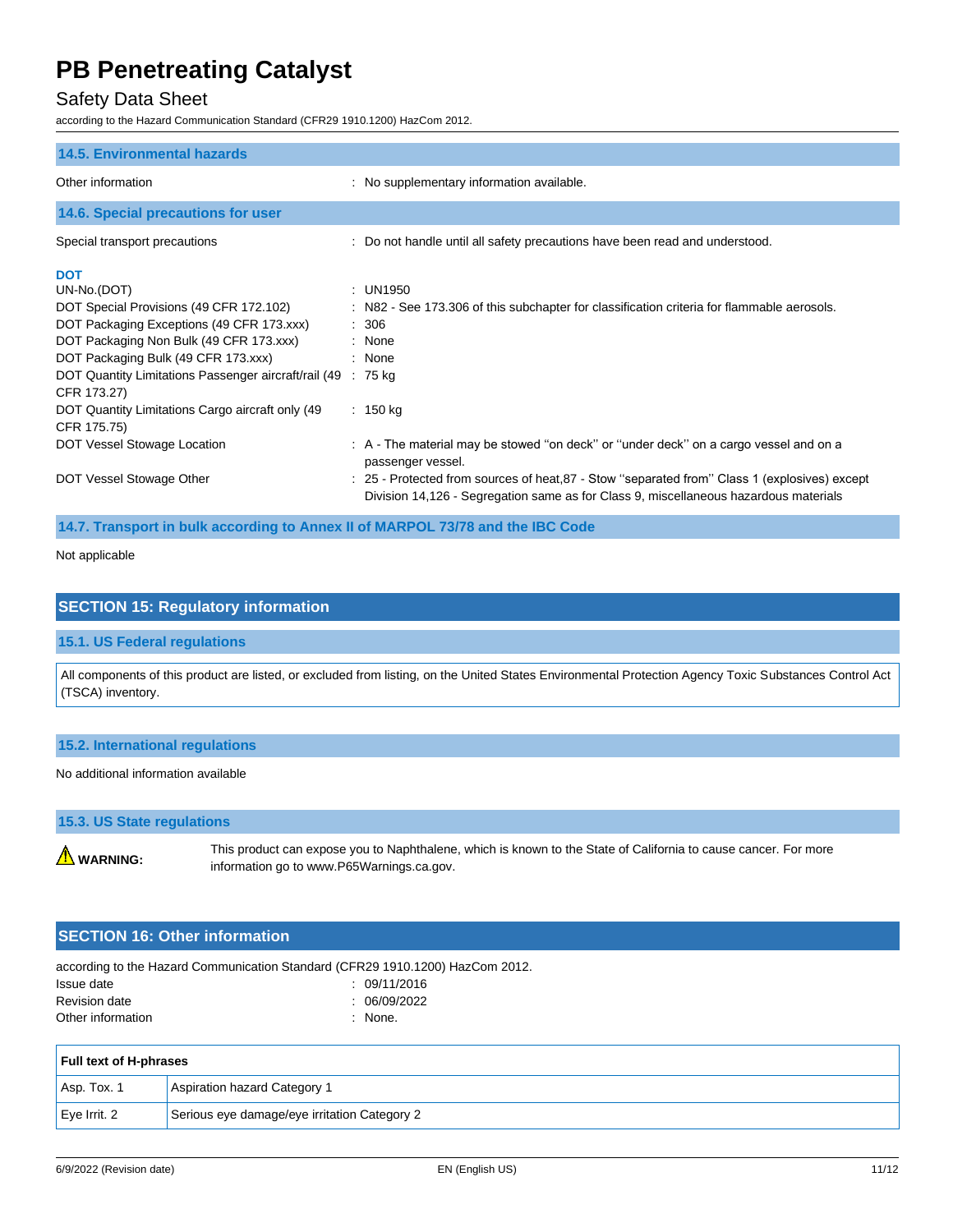### 14.5. Environmental hazards

Other information : No supplementary information available.

### 14.6. Special precautions for user

Special transport precautions : Do not handle until all safety precautions have been read and understood.

**DOT**

UN-No.(DOT) : UN1950

DOT Special Provisions (49 CFR 172.102) : N82 - See 173.306 of this subchapter for classification criteria for flammable aerosols.

DOT Packaging Exceptions (49 CFR 173.xxx) : 306

DOT Packaging Non Bulk (49 CFR 173.xxx) : None

DOT Packaging Bulk (49 CFR 173.xxx) : None

DOT Quantity Limitations Passenger aircraft/rail (49 CFR 173.27) : 75 kg

DOT Quantity Limitations Cargo aircraft only (49 CFR 175.75) : 150 kg

DOT Vessel Stowage Location : A - The material may be stowed "on deck" or "under deck" on a cargo vessel and on a passenger vessel.

DOT Vessel Stowage Other : 25 - Protected from sources of heat,87 - Stow "separated from" Class 1 (explosives) except Division 14,126 - Segregation same as for Class 9, miscellaneous hazardous materials

### 14.7. Transport in bulk according to Annex II of MARPOL 73/78 and the IBC Code

Not applicable

## SECTION 15: Regulatory information

### 15.1. US Federal regulations

All components of this product are listed, or excluded from listing, on the United States Environmental Protection Agency Toxic Substances Control Act (TSCA) inventory.

### 15.2. International regulations

No additional information available

### 15.3. US State regulations

⚠ **WARNING:** This product can expose you to Naphthalene, which is known to the State of California to cause cancer. For more information go to www.P65Warnings.ca.gov.

## SECTION 16: Other information

according to the Hazard Communication Standard (CFR29 1910.1200) HazCom 2012.

Issue date : 09/11/2016

Revision date : 06/09/2022

Other information : None.

| Full text of H-phrases | |
|---|---|
| Asp. Tox. 1 | Aspiration hazard Category 1 |
| Eye Irrit. 2 | Serious eye damage/eye irritation Category 2 |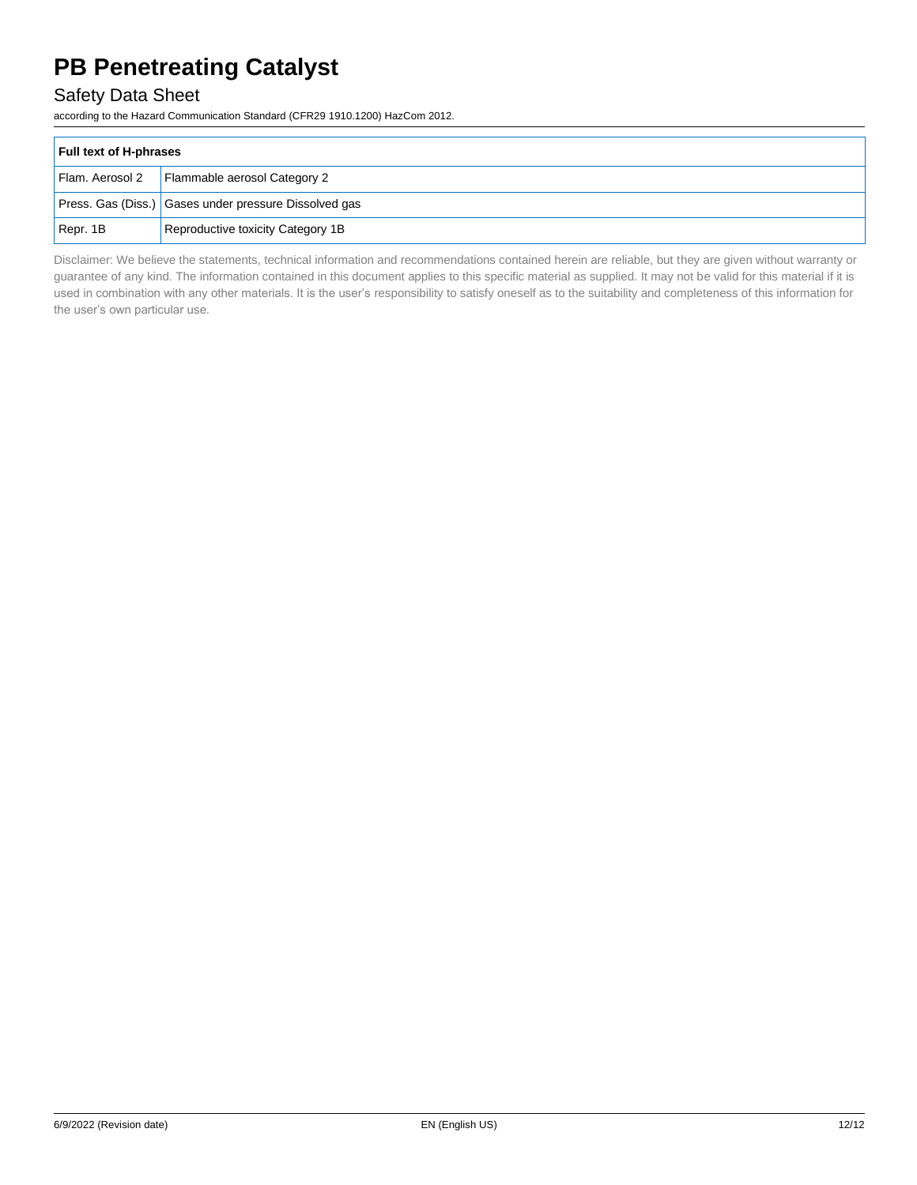| Full text of H-phrases | |
|---|---|
| Flam. Aerosol 2 | Flammable aerosol Category 2 |
| Press. Gas (Diss.) | Gases under pressure Dissolved gas |
| Repr. 1B | Reproductive toxicity Category 1B |

Disclaimer: We believe the statements, technical information and recommendations contained herein are reliable, but they are given without warranty or guarantee of any kind. The information contained in this document applies to this specific material as supplied. It may not be valid for this material if it is used in combination with any other materials. It is the user's responsibility to satisfy oneself as to the suitability and completeness of this information for the user's own particular use.